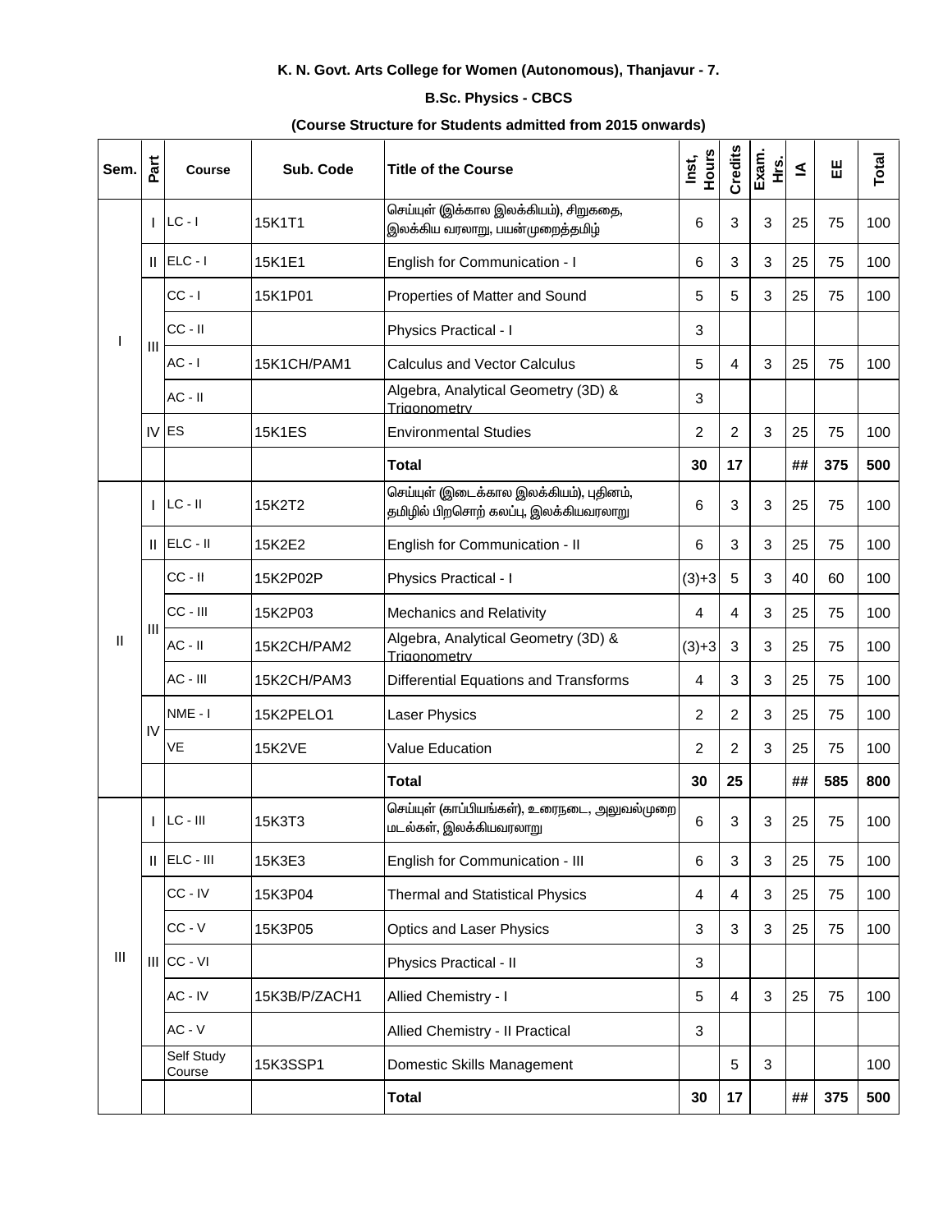**K. N. Govt. Arts College for Women (Autonomous), Thanjavur - 7.**

**B.Sc. Physics - CBCS**

**(Course Structure for Students admitted from 2015 onwards)**

| Sem. | Part | Course | Sub. Code | Title of the Course | Inst, Hours | Credits | Exam. Hrs. | IA | EE | Total |
|---|---|---|---|---|---|---|---|---|---|---|
| I | I | LC - I | 15K1T1 | செய்யுள் (இக்கால இலக்கியம்), சிறுகதை, இலக்கிய வரலாறு, பயன்முறைத்தமிழ் | 6 | 3 | 3 | 25 | 75 | 100 |
| | II | ELC - I | 15K1E1 | English for Communication - I | 6 | 3 | 3 | 25 | 75 | 100 |
| | III | CC - I | 15K1P01 | Properties of Matter and Sound | 5 | 5 | 3 | 25 | 75 | 100 |
| | | CC - II | | Physics Practical - I | 3 | | | | | |
| | | AC - I | 15K1CH/PAM1 | Calculus and Vector Calculus | 5 | 4 | 3 | 25 | 75 | 100 |
| | | AC - II | | Algebra, Analytical Geometry (3D) & Trigonometry | 3 | | | | | |
| | IV | ES | 15K1ES | Environmental Studies | 2 | 2 | 3 | 25 | 75 | 100 |
| | | | | **Total** | **30** | **17** | | **##** | **375** | **500** |
| II | I | LC - II | 15K2T2 | செய்யுள் (இடைக்கால இலக்கியம்), புதினம், தமிழில் பிறசொற் கலப்பு, இலக்கியவரலாறு | 6 | 3 | 3 | 25 | 75 | 100 |
| | II | ELC - II | 15K2E2 | English for Communication - II | 6 | 3 | 3 | 25 | 75 | 100 |
| | III | CC - II | 15K2P02P | Physics Practical - I | (3)+3 | 5 | 3 | 40 | 60 | 100 |
| | | CC - III | 15K2P03 | Mechanics and Relativity | 4 | 4 | 3 | 25 | 75 | 100 |
| | | AC - II | 15K2CH/PAM2 | Algebra, Analytical Geometry (3D) & Trigonometry | (3)+3 | 3 | 3 | 25 | 75 | 100 |
| | | AC - III | 15K2CH/PAM3 | Differential Equations and Transforms | 4 | 3 | 3 | 25 | 75 | 100 |
| | IV | NME - I | 15K2PELO1 | Laser Physics | 2 | 2 | 3 | 25 | 75 | 100 |
| | | VE | 15K2VE | Value Education | 2 | 2 | 3 | 25 | 75 | 100 |
| | | | | **Total** | **30** | **25** | | **##** | **585** | **800** |
| III | I | LC - III | 15K3T3 | செய்யுள் (காப்பியங்கள்), உரைநடை, அலுவல்முறை மடல்கள், இலக்கியவரலாறு | 6 | 3 | 3 | 25 | 75 | 100 |
| | II | ELC - III | 15K3E3 | English for Communication - III | 6 | 3 | 3 | 25 | 75 | 100 |
| | III | CC - IV | 15K3P04 | Thermal and Statistical Physics | 4 | 4 | 3 | 25 | 75 | 100 |
| | | CC - V | 15K3P05 | Optics and Laser Physics | 3 | 3 | 3 | 25 | 75 | 100 |
| | | CC - VI | | Physics Practical - II | 3 | | | | | |
| | | AC - IV | 15K3B/P/ZACH1 | Allied Chemistry - I | 5 | 4 | 3 | 25 | 75 | 100 |
| | | AC - V | | Allied Chemistry - II Practical | 3 | | | | | |
| | | Self Study Course | 15K3SSP1 | Domestic Skills Management | | 5 | 3 | | | 100 |
| | | | | **Total** | **30** | **17** | | **##** | **375** | **500** |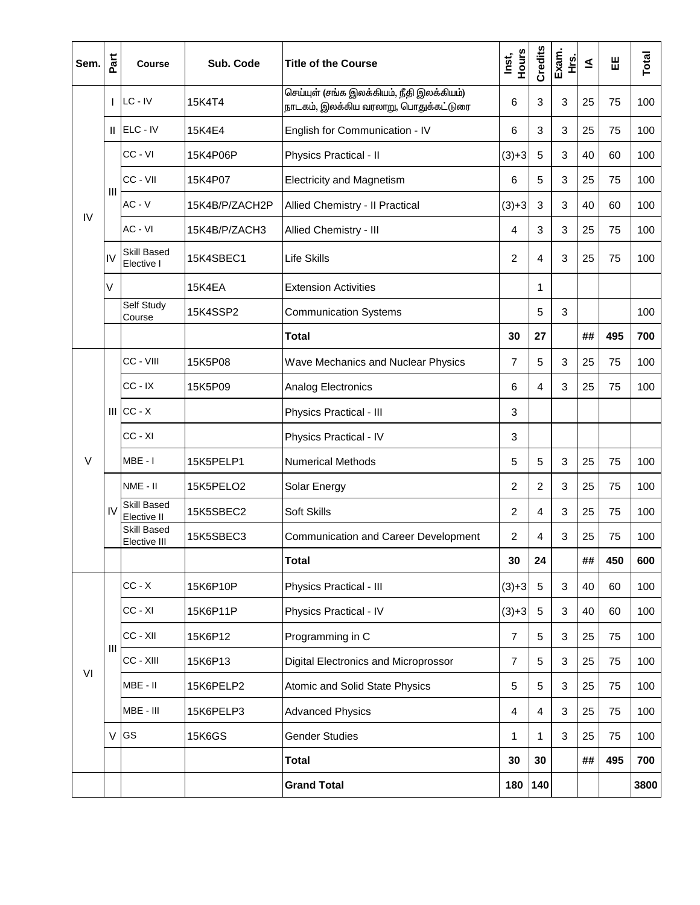| Sem. | Part | Course | Sub. Code | Title of the Course | Inst, Hours | Credits | Exam. Hrs. | IA | EE | Total |
|---|---|---|---|---|---|---|---|---|---|---|
| IV | I | LC - IV | 15K4T4 | செய்யுள் (சங்க இலக்கியம், நீதி இலக்கியம்) நாடகம், இலக்கிய வரலாறு, பொதுக்கட்டுரை | 6 | 3 | 3 | 25 | 75 | 100 |
| | II | ELC - IV | 15K4E4 | English for Communication - IV | 6 | 3 | 3 | 25 | 75 | 100 |
| | III | CC - VI | 15K4P06P | Physics Practical - II | (3)+3 | 5 | 3 | 40 | 60 | 100 |
| | | CC - VII | 15K4P07 | Electricity and Magnetism | 6 | 5 | 3 | 25 | 75 | 100 |
| | | AC - V | 15K4B/P/ZACH2P | Allied Chemistry - II Practical | (3)+3 | 3 | 3 | 40 | 60 | 100 |
| | | AC - VI | 15K4B/P/ZACH3 | Allied Chemistry - III | 4 | 3 | 3 | 25 | 75 | 100 |
| | IV | Skill Based Elective I | 15K4SBEC1 | Life Skills | 2 | 4 | 3 | 25 | 75 | 100 |
| | V | | 15K4EA | Extension Activities | | 1 | | | | |
| | | Self Study Course | 15K4SSP2 | Communication Systems | | 5 | 3 | | | 100 |
| | | | | **Total** | **30** | **27** | | **##** | **495** | **700** |
| V | III | CC - VIII | 15K5P08 | Wave Mechanics and Nuclear Physics | 7 | 5 | 3 | 25 | 75 | 100 |
| | | CC - IX | 15K5P09 | Analog Electronics | 6 | 4 | 3 | 25 | 75 | 100 |
| | | CC - X | | Physics Practical - III | 3 | | | | | |
| | | CC - XI | | Physics Practical - IV | 3 | | | | | |
| | | MBE - I | 15K5PELP1 | Numerical Methods | 5 | 5 | 3 | 25 | 75 | 100 |
| | IV | NME - II | 15K5PELO2 | Solar Energy | 2 | 2 | 3 | 25 | 75 | 100 |
| | | Skill Based Elective II | 15K5SBEC2 | Soft Skills | 2 | 4 | 3 | 25 | 75 | 100 |
| | | Skill Based Elective III | 15K5SBEC3 | Communication and Career Development | 2 | 4 | 3 | 25 | 75 | 100 |
| | | | | **Total** | **30** | **24** | | **##** | **450** | **600** |
| VI | III | CC - X | 15K6P10P | Physics Practical - III | (3)+3 | 5 | 3 | 40 | 60 | 100 |
| | | CC - XI | 15K6P11P | Physics Practical - IV | (3)+3 | 5 | 3 | 40 | 60 | 100 |
| | | CC - XII | 15K6P12 | Programming in C | 7 | 5 | 3 | 25 | 75 | 100 |
| | | CC - XIII | 15K6P13 | Digital Electronics and Microprossor | 7 | 5 | 3 | 25 | 75 | 100 |
| | | MBE - II | 15K6PELP2 | Atomic and Solid State Physics | 5 | 5 | 3 | 25 | 75 | 100 |
| | | MBE - III | 15K6PELP3 | Advanced Physics | 4 | 4 | 3 | 25 | 75 | 100 |
| | V | GS | 15K6GS | Gender Studies | 1 | 1 | 3 | 25 | 75 | 100 |
| | | | | **Total** | **30** | **30** | | **##** | **495** | **700** |
| | | | | **Grand Total** | **180** | **140** | | | | **3800** |